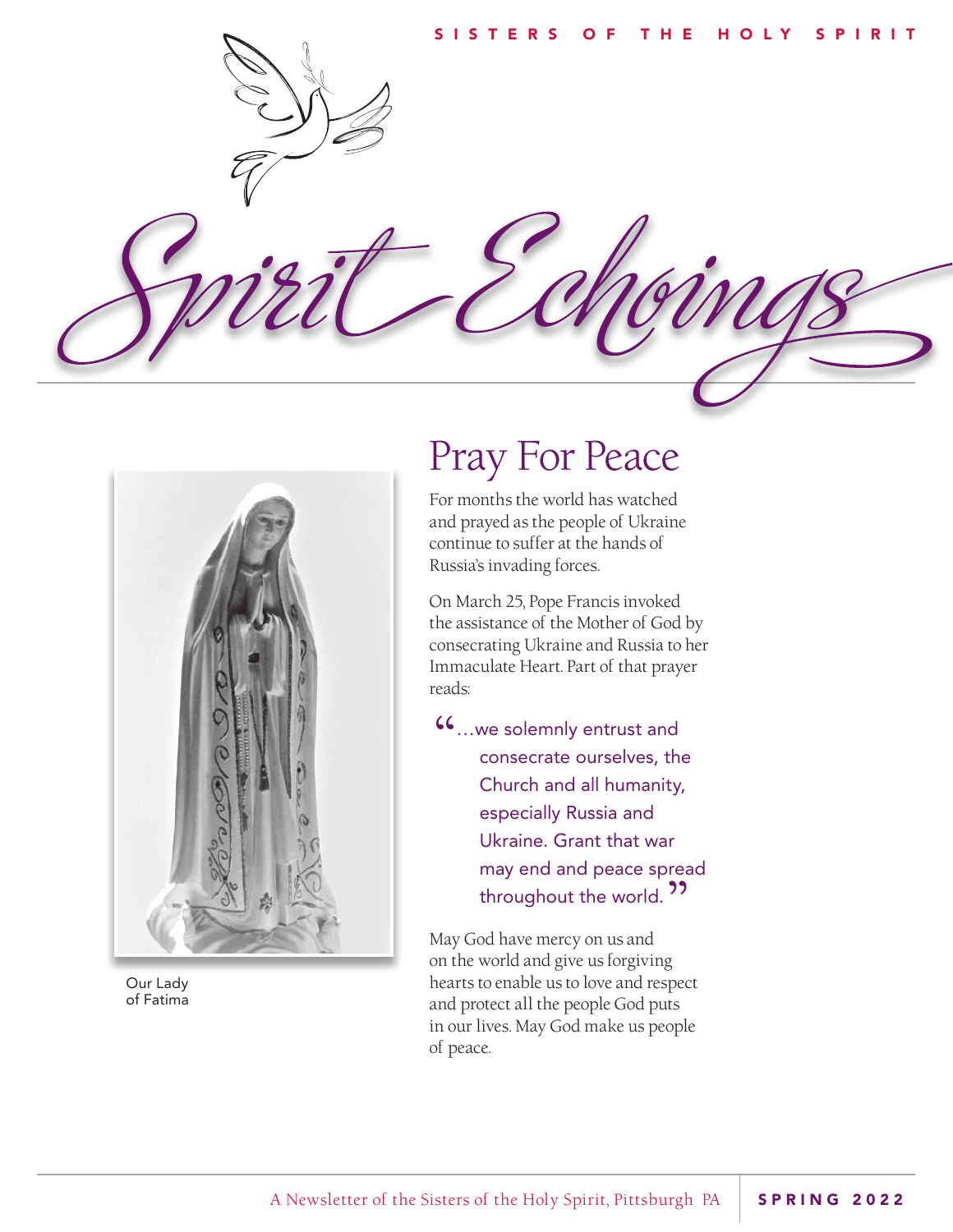SISTERS OF THE HOLY SPIRIT

# Spirit Echoings

Our Lady of Fatima

## Pray For Peace

For months the world has watched and prayed as the people of Ukraine continue to suffer at the hands of Russia's invading forces.

On March 25, Pope Francis invoked the assistance of the Mother of God by consecrating Ukraine and Russia to her Immaculate Heart. Part of that prayer reads:

> "...we solemnly entrust and consecrate ourselves, the Church and all humanity, especially Russia and Ukraine. Grant that war may end and peace spread throughout the world."

May God have mercy on us and on the world and give us forgiving hearts to enable us to love and respect and protect all the people God puts in our lives. May God make us people of peace.

A Newsletter of the Sisters of the Holy Spirit, Pittsburgh PA | SPRING 2022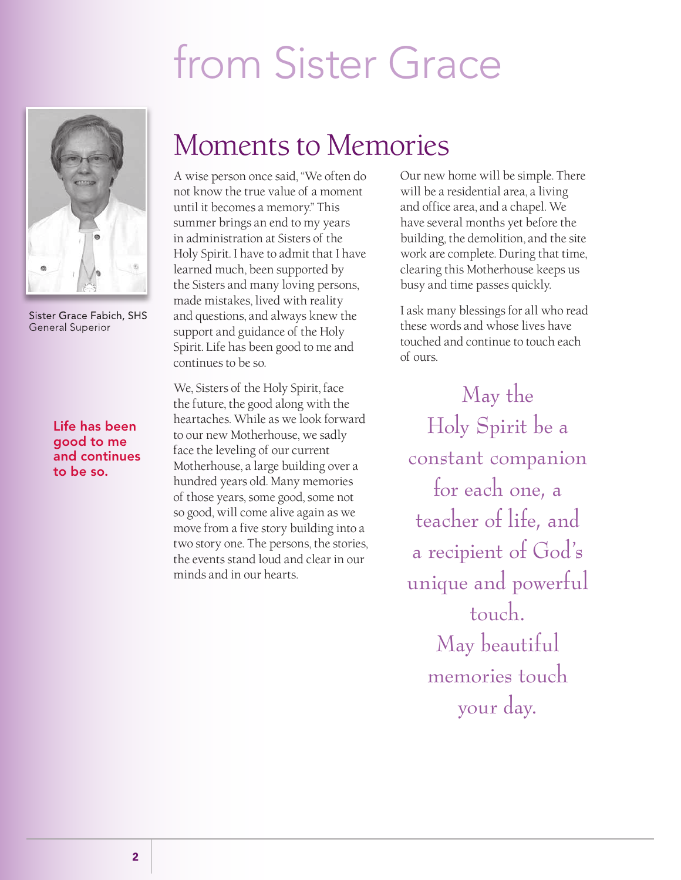# from Sister Grace

Sister Grace Fabich, SHS
General Superior

**Life has been good to me and continues to be so.**

## Moments to Memories

A wise person once said, "We often do not know the true value of a moment until it becomes a memory." This summer brings an end to my years in administration at Sisters of the Holy Spirit. I have to admit that I have learned much, been supported by the Sisters and many loving persons, made mistakes, lived with reality and questions, and always knew the support and guidance of the Holy Spirit. Life has been good to me and continues to be so.

We, Sisters of the Holy Spirit, face the future, the good along with the heartaches. While as we look forward to our new Motherhouse, we sadly face the leveling of our current Motherhouse, a large building over a hundred years old. Many memories of those years, some good, some not so good, will come alive again as we move from a five story building into a two story one. The persons, the stories, the events stand loud and clear in our minds and in our hearts.

Our new home will be simple. There will be a residential area, a living and office area, and a chapel. We have several months yet before the building, the demolition, and the site work are complete. During that time, clearing this Motherhouse keeps us busy and time passes quickly.

I ask many blessings for all who read these words and whose lives have touched and continue to touch each of ours.

May the Holy Spirit be a constant companion for each one, a teacher of life, and a recipient of God's unique and powerful touch.
May beautiful memories touch your day.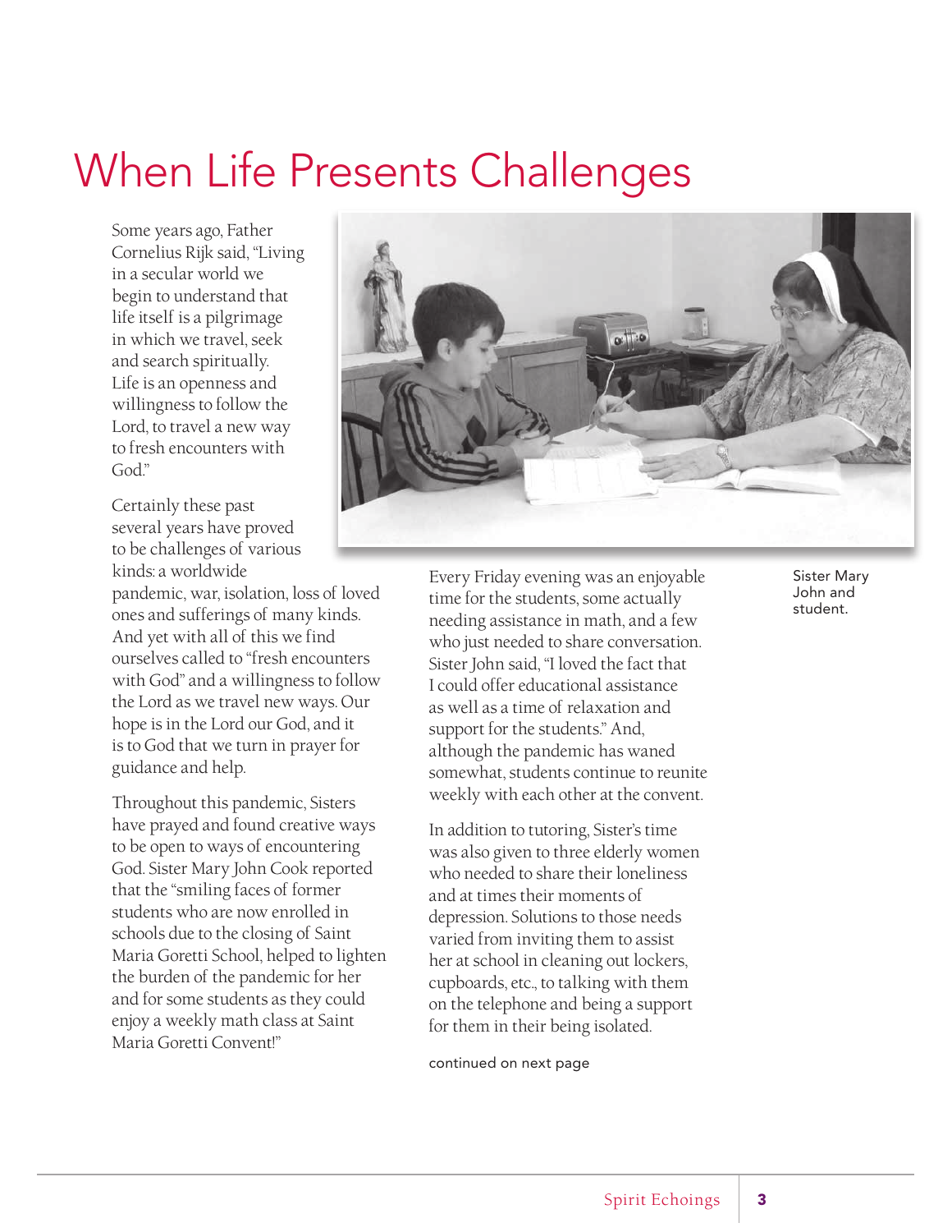# When Life Presents Challenges

Some years ago, Father Cornelius Rijk said, "Living in a secular world we begin to understand that life itself is a pilgrimage in which we travel, seek and search spiritually. Life is an openness and willingness to follow the Lord, to travel a new way to fresh encounters with God."

Certainly these past several years have proved to be challenges of various kinds: a worldwide pandemic, war, isolation, loss of loved ones and sufferings of many kinds. And yet with all of this we find ourselves called to "fresh encounters with God" and a willingness to follow the Lord as we travel new ways. Our hope is in the Lord our God, and it is to God that we turn in prayer for guidance and help.

Throughout this pandemic, Sisters have prayed and found creative ways to be open to ways of encountering God. Sister Mary John Cook reported that the "smiling faces of former students who are now enrolled in schools due to the closing of Saint Maria Goretti School, helped to lighten the burden of the pandemic for her and for some students as they could enjoy a weekly math class at Saint Maria Goretti Convent!"

Sister Mary John and student.

Every Friday evening was an enjoyable time for the students, some actually needing assistance in math, and a few who just needed to share conversation. Sister John said, "I loved the fact that I could offer educational assistance as well as a time of relaxation and support for the students." And, although the pandemic has waned somewhat, students continue to reunite weekly with each other at the convent.

In addition to tutoring, Sister's time was also given to three elderly women who needed to share their loneliness and at times their moments of depression. Solutions to those needs varied from inviting them to assist her at school in cleaning out lockers, cupboards, etc., to talking with them on the telephone and being a support for them in their being isolated.

continued on next page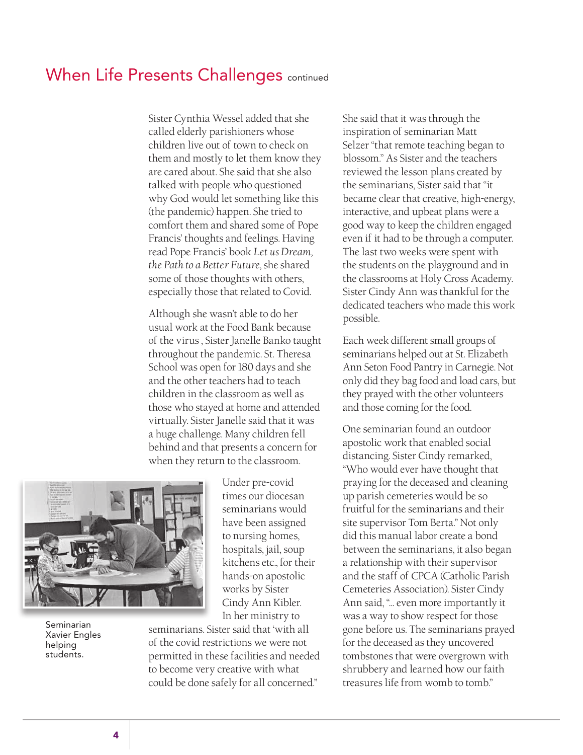## When Life Presents Challenges continued

Sister Cynthia Wessel added that she called elderly parishioners whose children live out of town to check on them and mostly to let them know they are cared about. She said that she also talked with people who questioned why God would let something like this (the pandemic) happen. She tried to comfort them and shared some of Pope Francis' thoughts and feelings. Having read Pope Francis' book *Let us Dream, the Path to a Better Future*, she shared some of those thoughts with others, especially those that related to Covid.

Although she wasn't able to do her usual work at the Food Bank because of the virus , Sister Janelle Banko taught throughout the pandemic. St. Theresa School was open for 180 days and she and the other teachers had to teach children in the classroom as well as those who stayed at home and attended virtually. Sister Janelle said that it was a huge challenge. Many children fell behind and that presents a concern for when they return to the classroom.

Seminarian Xavier Engles helping students.

Under pre-covid times our diocesan seminarians would have been assigned to nursing homes, hospitals, jail, soup kitchens etc., for their hands-on apostolic works by Sister Cindy Ann Kibler. In her ministry to seminarians. Sister said that 'with all of the covid restrictions we were not permitted in these facilities and needed to become very creative with what could be done safely for all concerned."

She said that it was through the inspiration of seminarian Matt Selzer "that remote teaching began to blossom." As Sister and the teachers reviewed the lesson plans created by the seminarians, Sister said that "it became clear that creative, high-energy, interactive, and upbeat plans were a good way to keep the children engaged even if it had to be through a computer. The last two weeks were spent with the students on the playground and in the classrooms at Holy Cross Academy. Sister Cindy Ann was thankful for the dedicated teachers who made this work possible.

Each week different small groups of seminarians helped out at St. Elizabeth Ann Seton Food Pantry in Carnegie. Not only did they bag food and load cars, but they prayed with the other volunteers and those coming for the food.

One seminarian found an outdoor apostolic work that enabled social distancing. Sister Cindy remarked, "Who would ever have thought that praying for the deceased and cleaning up parish cemeteries would be so fruitful for the seminarians and their site supervisor Tom Berta." Not only did this manual labor create a bond between the seminarians, it also began a relationship with their supervisor and the staff of CPCA (Catholic Parish Cemeteries Association). Sister Cindy Ann said, "… even more importantly it was a way to show respect for those gone before us. The seminarians prayed for the deceased as they uncovered tombstones that were overgrown with shrubbery and learned how our faith treasures life from womb to tomb."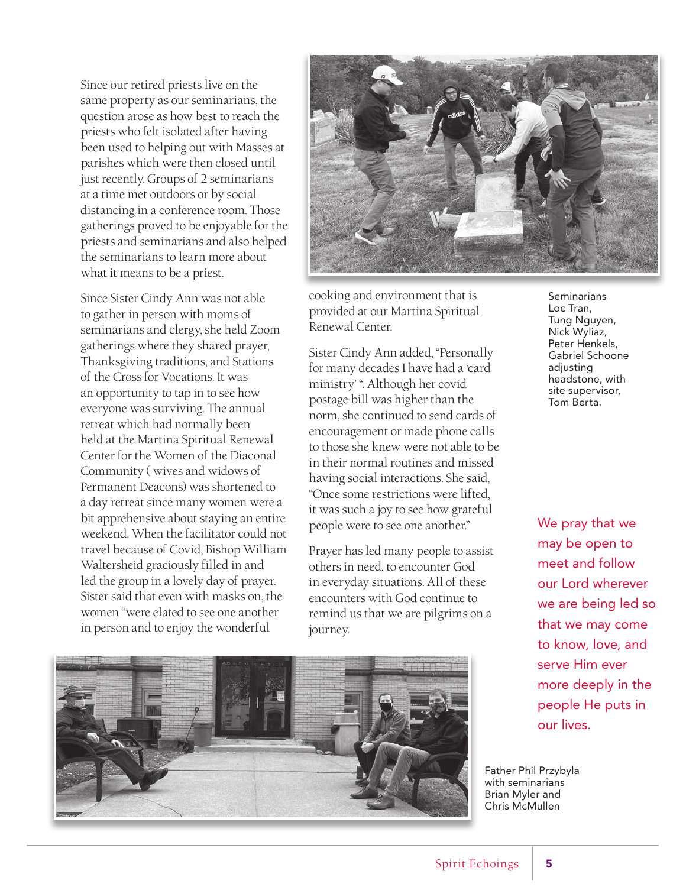Since our retired priests live on the same property as our seminarians, the question arose as how best to reach the priests who felt isolated after having been used to helping out with Masses at parishes which were then closed until just recently. Groups of 2 seminarians at a time met outdoors or by social distancing in a conference room. Those gatherings proved to be enjoyable for the priests and seminarians and also helped the seminarians to learn more about what it means to be a priest.

Since Sister Cindy Ann was not able to gather in person with moms of seminarians and clergy, she held Zoom gatherings where they shared prayer, Thanksgiving traditions, and Stations of the Cross for Vocations. It was an opportunity to tap in to see how everyone was surviving. The annual retreat which had normally been held at the Martina Spiritual Renewal Center for the Women of the Diaconal Community ( wives and widows of Permanent Deacons) was shortened to a day retreat since many women were a bit apprehensive about staying an entire weekend. When the facilitator could not travel because of Covid, Bishop William Waltersheid graciously filled in and led the group in a lovely day of prayer. Sister said that even with masks on, the women "were elated to see one another in person and to enjoy the wonderful cooking and environment that is provided at our Martina Spiritual Renewal Center.

Seminarians Loc Tran, Tung Nguyen, Nick Wyliaz, Peter Henkels, Gabriel Schoone adjusting headstone, with site supervisor, Tom Berta.

Sister Cindy Ann added, "Personally for many decades I have had a 'card ministry' ". Although her covid postage bill was higher than the norm, she continued to send cards of encouragement or made phone calls to those she knew were not able to be in their normal routines and missed having social interactions. She said, "Once some restrictions were lifted, it was such a joy to see how grateful people were to see one another."

Prayer has led many people to assist others in need, to encounter God in everyday situations. All of these encounters with God continue to remind us that we are pilgrims on a journey.

We pray that we may be open to meet and follow our Lord wherever we are being led so that we may come to know, love, and serve Him ever more deeply in the people He puts in our lives.

Father Phil Przybyla with seminarians Brian Myler and Chris McMullen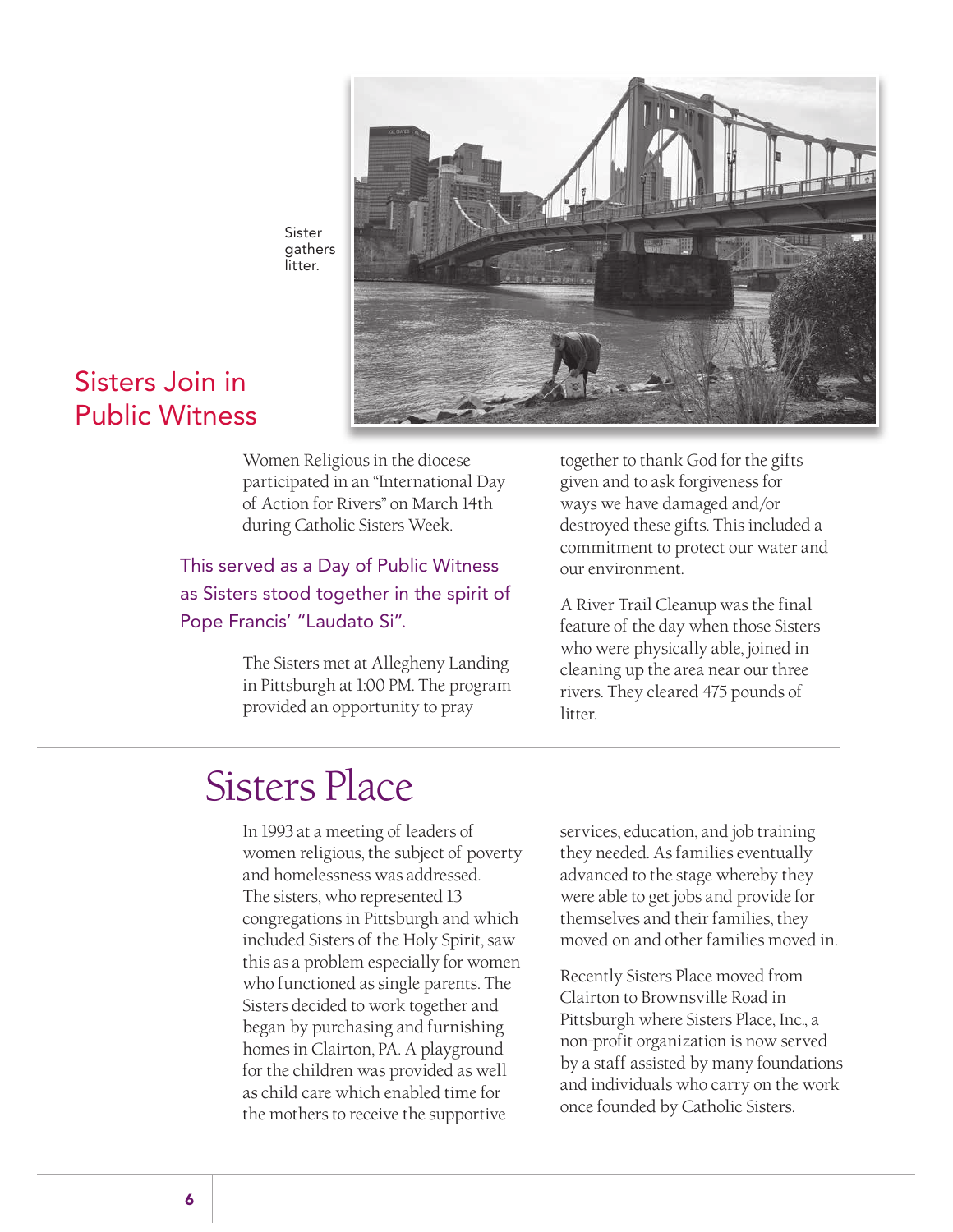Sister gathers litter.

## Sisters Join in Public Witness

Women Religious in the diocese participated in an "International Day of Action for Rivers" on March 14th during Catholic Sisters Week.

This served as a Day of Public Witness as Sisters stood together in the spirit of Pope Francis' "Laudato Si".

The Sisters met at Allegheny Landing in Pittsburgh at 1:00 PM. The program provided an opportunity to pray together to thank God for the gifts given and to ask forgiveness for ways we have damaged and/or destroyed these gifts. This included a commitment to protect our water and our environment.

A River Trail Cleanup was the final feature of the day when those Sisters who were physically able, joined in cleaning up the area near our three rivers. They cleared 475 pounds of litter.

# Sisters Place

In 1993 at a meeting of leaders of women religious, the subject of poverty and homelessness was addressed. The sisters, who represented 13 congregations in Pittsburgh and which included Sisters of the Holy Spirit, saw this as a problem especially for women who functioned as single parents. The Sisters decided to work together and began by purchasing and furnishing homes in Clairton, PA. A playground for the children was provided as well as child care which enabled time for the mothers to receive the supportive services, education, and job training they needed. As families eventually advanced to the stage whereby they were able to get jobs and provide for themselves and their families, they moved on and other families moved in.

Recently Sisters Place moved from Clairton to Brownsville Road in Pittsburgh where Sisters Place, Inc., a non-profit organization is now served by a staff assisted by many foundations and individuals who carry on the work once founded by Catholic Sisters.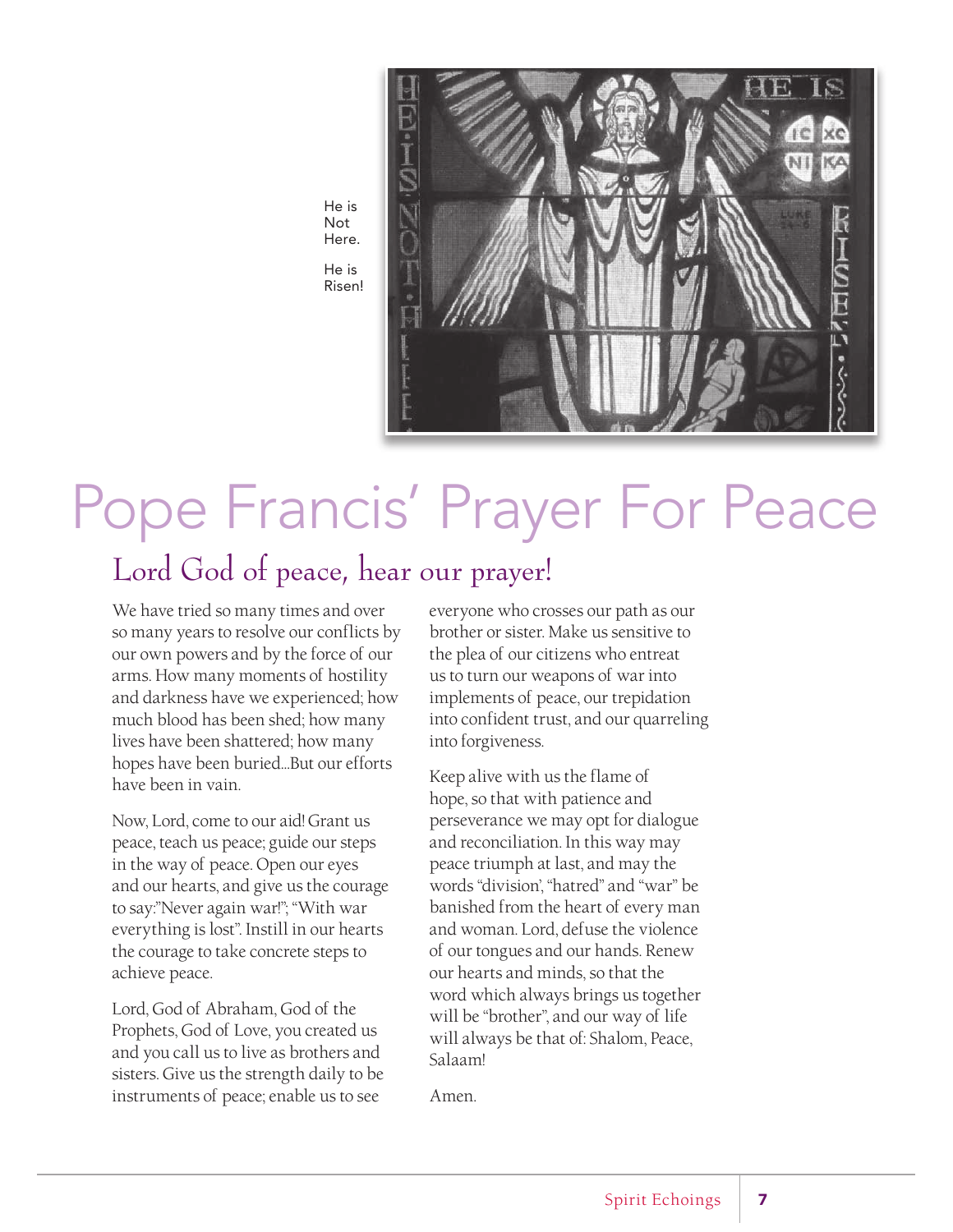He is Not Here.

He is Risen!

# Pope Francis' Prayer For Peace

## Lord God of peace, hear our prayer!

We have tried so many times and over so many years to resolve our conflicts by our own powers and by the force of our arms. How many moments of hostility and darkness have we experienced; how much blood has been shed; how many lives have been shattered; how many hopes have been buried...But our efforts have been in vain.

Now, Lord, come to our aid! Grant us peace, teach us peace; guide our steps in the way of peace. Open our eyes and our hearts, and give us the courage to say:"Never again war!"; "With war everything is lost". Instill in our hearts the courage to take concrete steps to achieve peace.

Lord, God of Abraham, God of the Prophets, God of Love, you created us and you call us to live as brothers and sisters. Give us the strength daily to be instruments of peace; enable us to see everyone who crosses our path as our brother or sister. Make us sensitive to the plea of our citizens who entreat us to turn our weapons of war into implements of peace, our trepidation into confident trust, and our quarreling into forgiveness.

Keep alive with us the flame of hope, so that with patience and perseverance we may opt for dialogue and reconciliation. In this way may peace triumph at last, and may the words "division", "hatred" and "war" be banished from the heart of every man and woman. Lord, defuse the violence of our tongues and our hands. Renew our hearts and minds, so that the word which always brings us together will be "brother", and our way of life will always be that of: Shalom, Peace, Salaam!

Amen.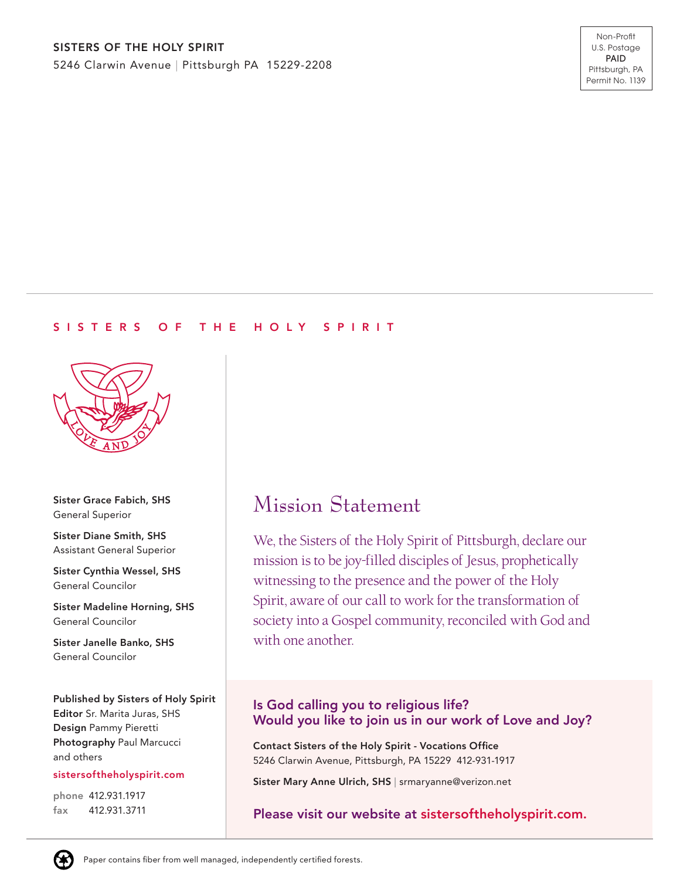SISTERS OF THE HOLY SPIRIT
5246 Clarwin Avenue | Pittsburgh PA 15229-2208

Non-Profit
U.S. Postage
PAID
Pittsburgh, PA
Permit No. 1139

SISTERS OF THE HOLY SPIRIT

LOVE AND JOY

**Sister Grace Fabich, SHS**
General Superior

**Sister Diane Smith, SHS**
Assistant General Superior

**Sister Cynthia Wessel, SHS**
General Councilor

**Sister Madeline Horning, SHS**
General Councilor

**Sister Janelle Banko, SHS**
General Councilor

**Published by Sisters of Holy Spirit**
**Editor** Sr. Marita Juras, SHS
**Design** Pammy Pieretti
**Photography** Paul Marcucci and others

sistersoftheholyspirit.com

phone 412.931.1917
fax 412.931.3711

## Mission Statement

We, the Sisters of the Holy Spirit of Pittsburgh, declare our mission is to be joy-filled disciples of Jesus, prophetically witnessing to the presence and the power of the Holy Spirit, aware of our call to work for the transformation of society into a Gospel community, reconciled with God and with one another.

### Is God calling you to religious life?
### Would you like to join us in our work of Love and Joy?

**Contact Sisters of the Holy Spirit - Vocations Office**
5246 Clarwin Avenue, Pittsburgh, PA 15229 412-931-1917

**Sister Mary Anne Ulrich, SHS** | srmaryanne@verizon.net

**Please visit our website at sistersoftheholyspirit.com.**

Paper contains fiber from well managed, independently certified forests.